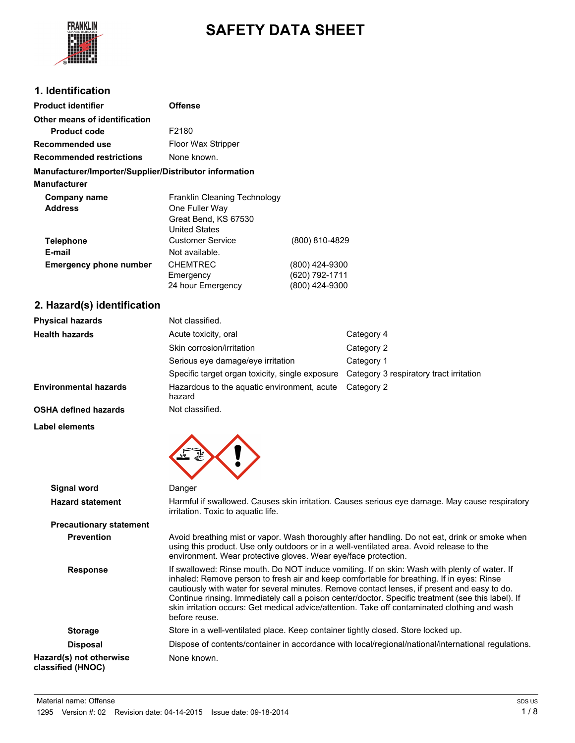# SAFETY DATA SHEET

## 1. Identification

| | | |
|---|---|---|
| **Product identifier** | Offense | |
| **Other means of identification** | | |
| **Product code** | F2180 | |
| **Recommended use** | Floor Wax Stripper | |
| **Recommended restrictions** | None known. | |

**Manufacturer/Importer/Supplier/Distributor information**

**Manufacturer**

| | | |
|---|---|---|
| **Company name** | Franklin Cleaning Technology | |
| **Address** | One Fuller Way<br>Great Bend, KS 67530<br>United States | |
| **Telephone** | Customer Service | (800) 810-4829 |
| **E-mail** | Not available. | |
| **Emergency phone number** | CHEMTREC | (800) 424-9300 |
| | Emergency | (620) 792-1711 |
| | 24 hour Emergency | (800) 424-9300 |

## 2. Hazard(s) identification

| | | |
|---|---|---|
| **Physical hazards** | Not classified. | |
| **Health hazards** | Acute toxicity, oral | Category 4 |
| | Skin corrosion/irritation | Category 2 |
| | Serious eye damage/eye irritation | Category 1 |
| | Specific target organ toxicity, single exposure | Category 3 respiratory tract irritation |
| **Environmental hazards** | Hazardous to the aquatic environment, acute hazard | Category 2 |
| **OSHA defined hazards** | Not classified. | |

**Label elements**

**Signal word** Danger

**Hazard statement** Harmful if swallowed. Causes skin irritation. Causes serious eye damage. May cause respiratory irritation. Toxic to aquatic life.

**Precautionary statement**

**Prevention** Avoid breathing mist or vapor. Wash thoroughly after handling. Do not eat, drink or smoke when using this product. Use only outdoors or in a well-ventilated area. Avoid release to the environment. Wear protective gloves. Wear eye/face protection.

**Response** If swallowed: Rinse mouth. Do NOT induce vomiting. If on skin: Wash with plenty of water. If inhaled: Remove person to fresh air and keep comfortable for breathing. If in eyes: Rinse cautiously with water for several minutes. Remove contact lenses, if present and easy to do. Continue rinsing. Immediately call a poison center/doctor. Specific treatment (see this label). If skin irritation occurs: Get medical advice/attention. Take off contaminated clothing and wash before reuse.

**Storage** Store in a well-ventilated place. Keep container tightly closed. Store locked up.

**Disposal** Dispose of contents/container in accordance with local/regional/national/international regulations.

**Hazard(s) not otherwise classified (HNOC)** None known.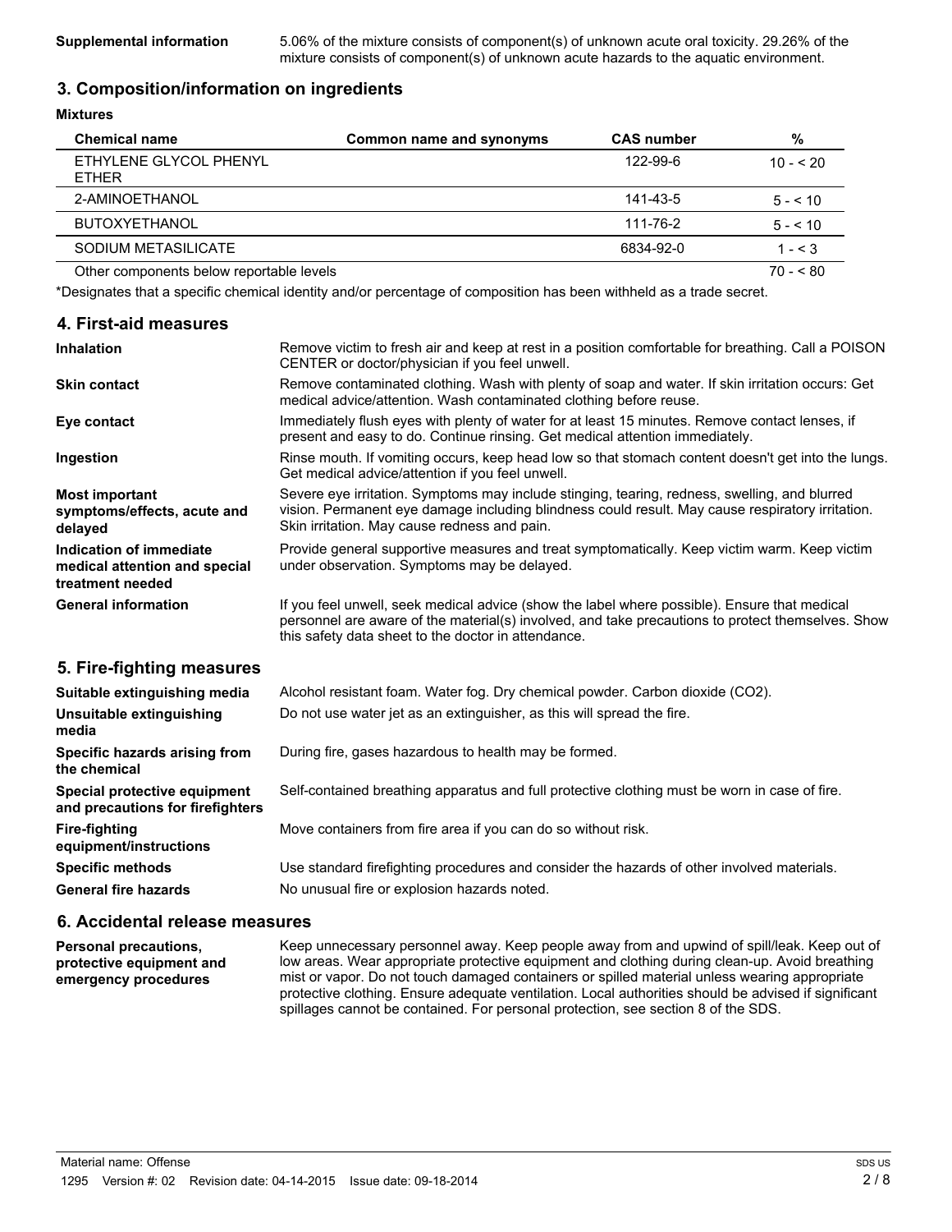**Supplemental information** 5.06% of the mixture consists of component(s) of unknown acute oral toxicity. 29.26% of the mixture consists of component(s) of unknown acute hazards to the aquatic environment.

## 3. Composition/information on ingredients

**Mixtures**

| Chemical name | Common name and synonyms | CAS number | % |
|---|---|---|---|
| ETHYLENE GLYCOL PHENYL ETHER | | 122-99-6 | 10 - < 20 |
| 2-AMINOETHANOL | | 141-43-5 | 5 - < 10 |
| BUTOXYETHANOL | | 111-76-2 | 5 - < 10 |
| SODIUM METASILICATE | | 6834-92-0 | 1 - < 3 |
| Other components below reportable levels | | | 70 - < 80 |

*Designates that a specific chemical identity and/or percentage of composition has been withheld as a trade secret.

## 4. First-aid measures

**Inhalation** Remove victim to fresh air and keep at rest in a position comfortable for breathing. Call a POISON CENTER or doctor/physician if you feel unwell.

**Skin contact** Remove contaminated clothing. Wash with plenty of soap and water. If skin irritation occurs: Get medical advice/attention. Wash contaminated clothing before reuse.

**Eye contact** Immediately flush eyes with plenty of water for at least 15 minutes. Remove contact lenses, if present and easy to do. Continue rinsing. Get medical attention immediately.

**Ingestion** Rinse mouth. If vomiting occurs, keep head low so that stomach content doesn't get into the lungs. Get medical advice/attention if you feel unwell.

**Most important symptoms/effects, acute and delayed** Severe eye irritation. Symptoms may include stinging, tearing, redness, swelling, and blurred vision. Permanent eye damage including blindness could result. May cause respiratory irritation. Skin irritation. May cause redness and pain.

**Indication of immediate medical attention and special treatment needed** Provide general supportive measures and treat symptomatically. Keep victim warm. Keep victim under observation. Symptoms may be delayed.

**General information** If you feel unwell, seek medical advice (show the label where possible). Ensure that medical personnel are aware of the material(s) involved, and take precautions to protect themselves. Show this safety data sheet to the doctor in attendance.

## 5. Fire-fighting measures

**Suitable extinguishing media** Alcohol resistant foam. Water fog. Dry chemical powder. Carbon dioxide ($CO_2$).

**Unsuitable extinguishing media** Do not use water jet as an extinguisher, as this will spread the fire.

**Specific hazards arising from the chemical** During fire, gases hazardous to health may be formed.

**Special protective equipment and precautions for firefighters** Self-contained breathing apparatus and full protective clothing must be worn in case of fire.

**Fire-fighting equipment/instructions** Move containers from fire area if you can do so without risk.

**Specific methods** Use standard firefighting procedures and consider the hazards of other involved materials.

**General fire hazards** No unusual fire or explosion hazards noted.

## 6. Accidental release measures

**Personal precautions, protective equipment and emergency procedures** Keep unnecessary personnel away. Keep people away from and upwind of spill/leak. Keep out of low areas. Wear appropriate protective equipment and clothing during clean-up. Avoid breathing mist or vapor. Do not touch damaged containers or spilled material unless wearing appropriate protective clothing. Ensure adequate ventilation. Local authorities should be advised if significant spillages cannot be contained. For personal protection, see section 8 of the SDS.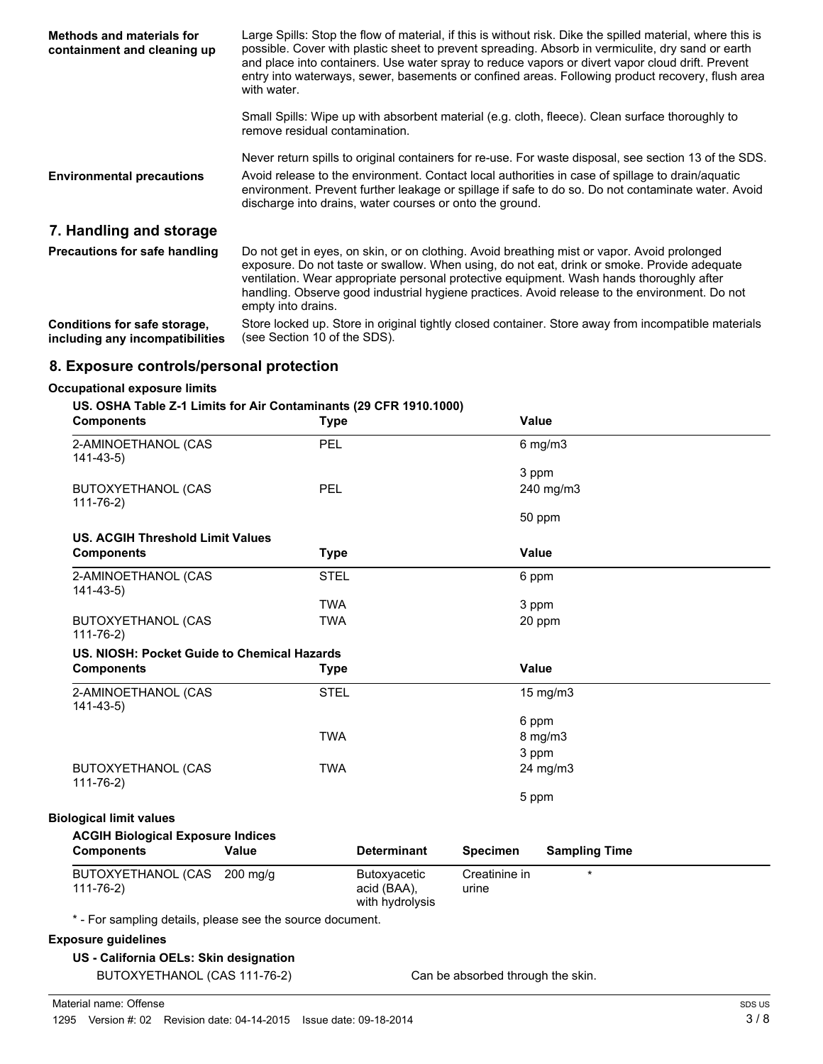**Methods and materials for containment and cleaning up**

Large Spills: Stop the flow of material, if this is without risk. Dike the spilled material, where this is possible. Cover with plastic sheet to prevent spreading. Absorb in vermiculite, dry sand or earth and place into containers. Use water spray to reduce vapors or divert vapor cloud drift. Prevent entry into waterways, sewer, basements or confined areas. Following product recovery, flush area with water.

Small Spills: Wipe up with absorbent material (e.g. cloth, fleece). Clean surface thoroughly to remove residual contamination.

Never return spills to original containers for re-use. For waste disposal, see section 13 of the SDS.

**Environmental precautions**

Avoid release to the environment. Contact local authorities in case of spillage to drain/aquatic environment. Prevent further leakage or spillage if safe to do so. Do not contaminate water. Avoid discharge into drains, water courses or onto the ground.

## 7. Handling and storage

**Precautions for safe handling**

Do not get in eyes, on skin, or on clothing. Avoid breathing mist or vapor. Avoid prolonged exposure. Do not taste or swallow. When using, do not eat, drink or smoke. Provide adequate ventilation. Wear appropriate personal protective equipment. Wash hands thoroughly after handling. Observe good industrial hygiene practices. Avoid release to the environment. Do not empty into drains.

**Conditions for safe storage, including any incompatibilities**

Store locked up. Store in original tightly closed container. Store away from incompatible materials (see Section 10 of the SDS).

## 8. Exposure controls/personal protection

**Occupational exposure limits**

**US. OSHA Table Z-1 Limits for Air Contaminants (29 CFR 1910.1000)**

| Components | Type | Value |
|---|---|---|
| 2-AMINOETHANOL (CAS 141-43-5) | PEL | 6 mg/m3 |
| | | 3 ppm |
| BUTOXYETHANOL (CAS 111-76-2) | PEL | 240 mg/m3 |
| | | 50 ppm |

**US. ACGIH Threshold Limit Values**

| Components | Type | Value |
|---|---|---|
| 2-AMINOETHANOL (CAS 141-43-5) | STEL | 6 ppm |
| | TWA | 3 ppm |
| BUTOXYETHANOL (CAS 111-76-2) | TWA | 20 ppm |

**US. NIOSH: Pocket Guide to Chemical Hazards**

| Components | Type | Value |
|---|---|---|
| 2-AMINOETHANOL (CAS 141-43-5) | STEL | 15 mg/m3 |
| | | 6 ppm |
| | TWA | 8 mg/m3 |
| | | 3 ppm |
| BUTOXYETHANOL (CAS 111-76-2) | TWA | 24 mg/m3 |
| | | 5 ppm |

**Biological limit values**

**ACGIH Biological Exposure Indices**

| Components | Value | Determinant | Specimen | Sampling Time |
|---|---|---|---|---|
| BUTOXYETHANOL (CAS 111-76-2) | 200 mg/g | Butoxyacetic acid (BAA), with hydrolysis | Creatinine in urine | * |

* - For sampling details, please see the source document.

**Exposure guidelines**

**US - California OELs: Skin designation**

| | |
|---|---|
| BUTOXYETHANOL (CAS 111-76-2) | Can be absorbed through the skin. |

Material name: Offense

1295 Version #: 02 Revision date: 04-14-2015 Issue date: 09-18-2014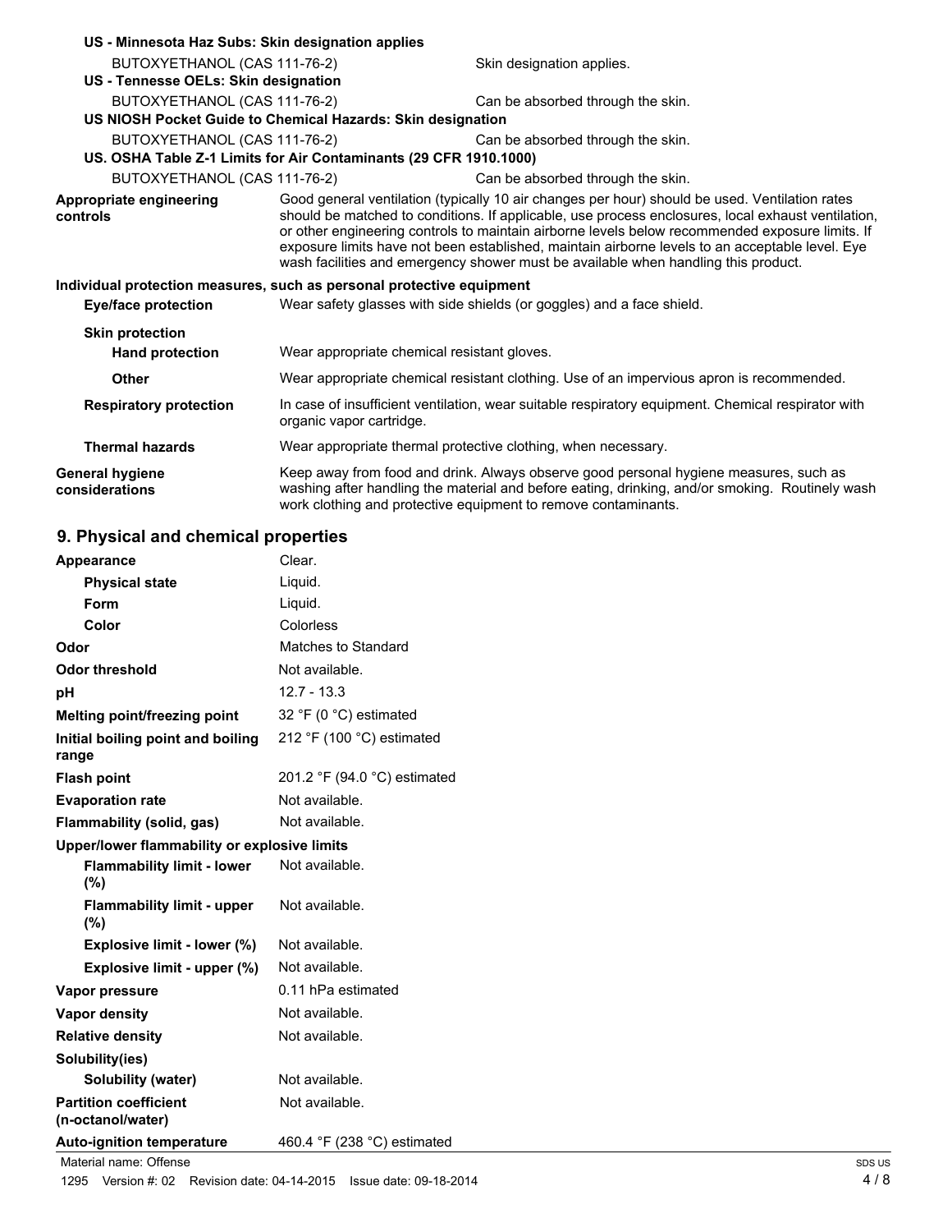**US - Minnesota Haz Subs: Skin designation applies**

| | |
|---|---|
| BUTOXYETHANOL (CAS 111-76-2) | Skin designation applies. |

**US - Tennesse OELs: Skin designation**

| | |
|---|---|
| BUTOXYETHANOL (CAS 111-76-2) | Can be absorbed through the skin. |

**US NIOSH Pocket Guide to Chemical Hazards: Skin designation**

| | |
|---|---|
| BUTOXYETHANOL (CAS 111-76-2) | Can be absorbed through the skin. |

**US. OSHA Table Z-1 Limits for Air Contaminants (29 CFR 1910.1000)**

| | |
|---|---|
| BUTOXYETHANOL (CAS 111-76-2) | Can be absorbed through the skin. |

**Appropriate engineering controls**
Good general ventilation (typically 10 air changes per hour) should be used. Ventilation rates should be matched to conditions. If applicable, use process enclosures, local exhaust ventilation, or other engineering controls to maintain airborne levels below recommended exposure limits. If exposure limits have not been established, maintain airborne levels to an acceptable level. Eye wash facilities and emergency shower must be available when handling this product.

**Individual protection measures, such as personal protective equipment**

**Eye/face protection**
Wear safety glasses with side shields (or goggles) and a face shield.

**Skin protection**

**Hand protection**
Wear appropriate chemical resistant gloves.

**Other**
Wear appropriate chemical resistant clothing. Use of an impervious apron is recommended.

**Respiratory protection**
In case of insufficient ventilation, wear suitable respiratory equipment. Chemical respirator with organic vapor cartridge.

**Thermal hazards**
Wear appropriate thermal protective clothing, when necessary.

**General hygiene considerations**
Keep away from food and drink. Always observe good personal hygiene measures, such as washing after handling the material and before eating, drinking, and/or smoking. Routinely wash work clothing and protective equipment to remove contaminants.

## 9. Physical and chemical properties

| | |
|---|---|
| **Appearance** | Clear. |
| **Physical state** | Liquid. |
| **Form** | Liquid. |
| **Color** | Colorless |
| **Odor** | Matches to Standard |
| **Odor threshold** | Not available. |
| **pH** | 12.7 - 13.3 |
| **Melting point/freezing point** | 32 °F (0 °C) estimated |
| **Initial boiling point and boiling range** | 212 °F (100 °C) estimated |
| **Flash point** | 201.2 °F (94.0 °C) estimated |
| **Evaporation rate** | Not available. |
| **Flammability (solid, gas)** | Not available. |
| **Upper/lower flammability or explosive limits** | |
| **Flammability limit - lower (%)** | Not available. |
| **Flammability limit - upper (%)** | Not available. |
| **Explosive limit - lower (%)** | Not available. |
| **Explosive limit - upper (%)** | Not available. |
| **Vapor pressure** | 0.11 hPa estimated |
| **Vapor density** | Not available. |
| **Relative density** | Not available. |
| **Solubility(ies)** | |
| **Solubility (water)** | Not available. |
| **Partition coefficient (n-octanol/water)** | Not available. |
| **Auto-ignition temperature** | 460.4 °F (238 °C) estimated |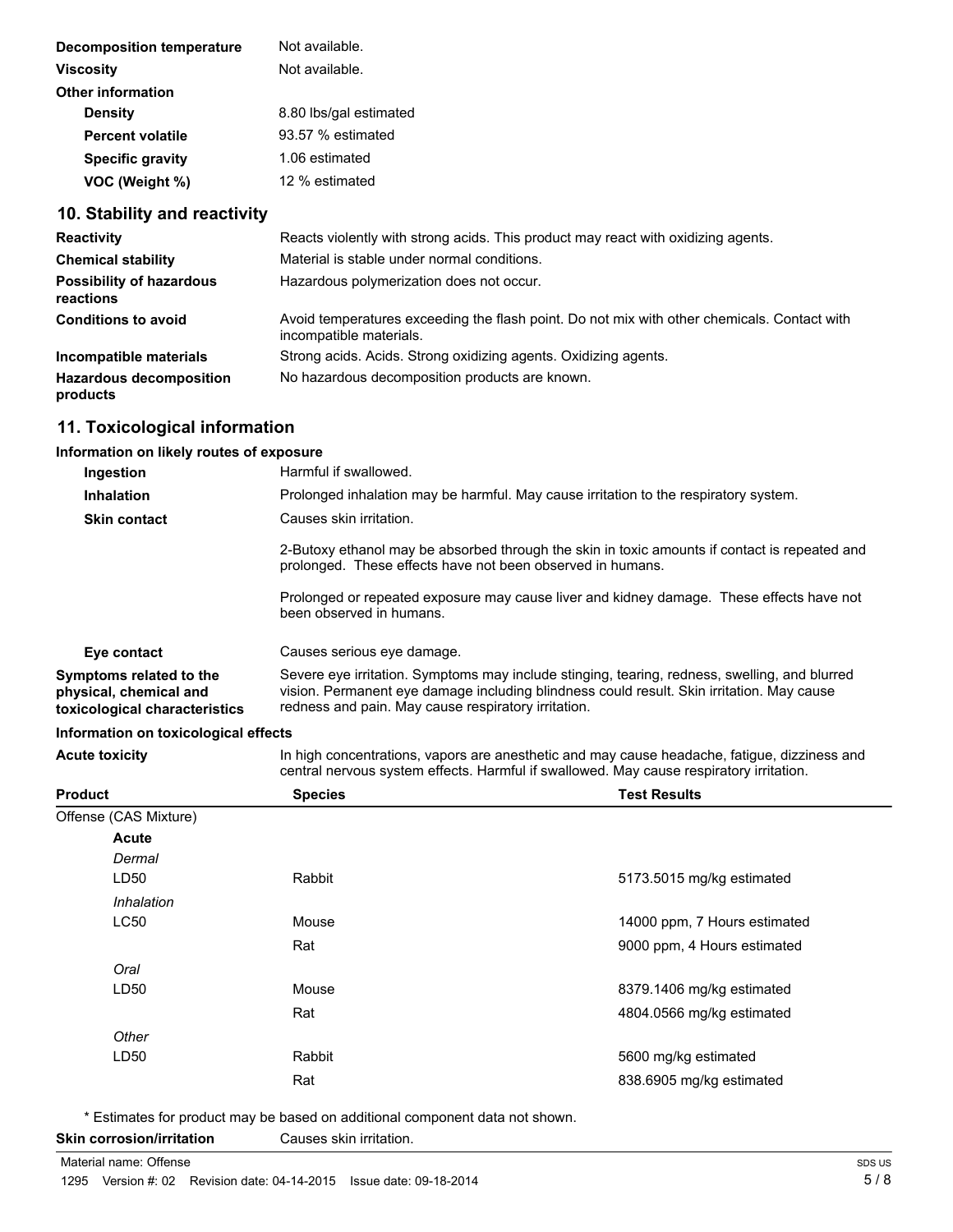| | |
|---|---|
| **Decomposition temperature** | Not available. |
| **Viscosity** | Not available. |
| **Other information** | |
| **Density** | 8.80 lbs/gal estimated |
| **Percent volatile** | 93.57 % estimated |
| **Specific gravity** | 1.06 estimated |
| **VOC (Weight %)** | 12 % estimated |

## 10. Stability and reactivity

| | |
|---|---|
| **Reactivity** | Reacts violently with strong acids. This product may react with oxidizing agents. |
| **Chemical stability** | Material is stable under normal conditions. |
| **Possibility of hazardous reactions** | Hazardous polymerization does not occur. |
| **Conditions to avoid** | Avoid temperatures exceeding the flash point. Do not mix with other chemicals. Contact with incompatible materials. |
| **Incompatible materials** | Strong acids. Acids. Strong oxidizing agents. Oxidizing agents. |
| **Hazardous decomposition products** | No hazardous decomposition products are known. |

## 11. Toxicological information

**Information on likely routes of exposure**

**Ingestion** Harmful if swallowed.

**Inhalation** Prolonged inhalation may be harmful. May cause irritation to the respiratory system.

**Skin contact** Causes skin irritation.

2-Butoxy ethanol may be absorbed through the skin in toxic amounts if contact is repeated and prolonged. These effects have not been observed in humans.

Prolonged or repeated exposure may cause liver and kidney damage. These effects have not been observed in humans.

**Eye contact** Causes serious eye damage.

**Symptoms related to the physical, chemical and toxicological characteristics** Severe eye irritation. Symptoms may include stinging, tearing, redness, swelling, and blurred vision. Permanent eye damage including blindness could result. Skin irritation. May cause redness and pain. May cause respiratory irritation.

**Information on toxicological effects**

**Acute toxicity** In high concentrations, vapors are anesthetic and may cause headache, fatigue, dizziness and central nervous system effects. Harmful if swallowed. May cause respiratory irritation.

| Product | Species | Test Results |
|---|---|---|
| Offense (CAS Mixture) | | |
| **Acute** | | |
| *Dermal* | | |
| LD50 | Rabbit | 5173.5015 mg/kg estimated |
| *Inhalation* | | |
| LC50 | Mouse | 14000 ppm, 7 Hours estimated |
| | Rat | 9000 ppm, 4 Hours estimated |
| *Oral* | | |
| LD50 | Mouse | 8379.1406 mg/kg estimated |
| | Rat | 4804.0566 mg/kg estimated |
| *Other* | | |
| LD50 | Rabbit | 5600 mg/kg estimated |
| | Rat | 838.6905 mg/kg estimated |

\* Estimates for product may be based on additional component data not shown.

**Skin corrosion/irritation** Causes skin irritation.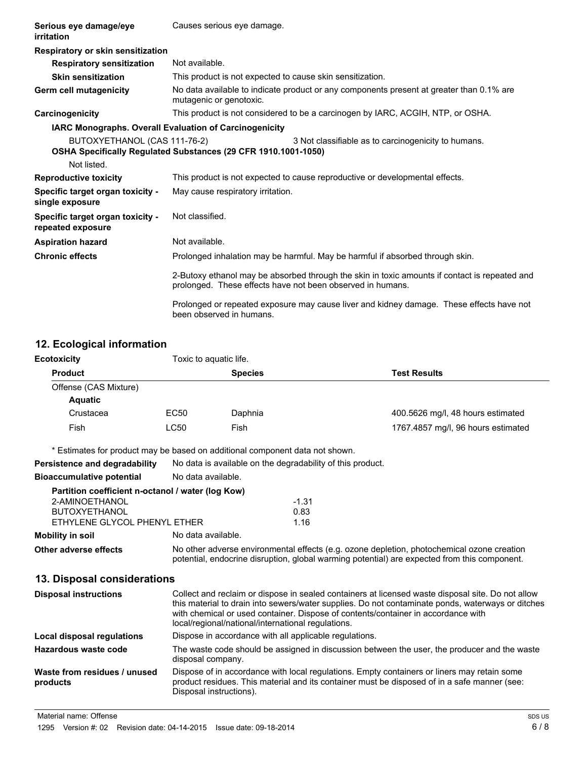| | |
|---|---|
| **Serious eye damage/eye irritation** | Causes serious eye damage. |
| **Respiratory or skin sensitization** | |
| **Respiratory sensitization** | Not available. |
| **Skin sensitization** | This product is not expected to cause skin sensitization. |
| **Germ cell mutagenicity** | No data available to indicate product or any components present at greater than 0.1% are mutagenic or genotoxic. |
| **Carcinogenicity** | This product is not considered to be a carcinogen by IARC, ACGIH, NTP, or OSHA. |

**IARC Monographs. Overall Evaluation of Carcinogenicity**

BUTOXYETHANOL (CAS 111-76-2) 3 Not classifiable as to carcinogenicity to humans.

**OSHA Specifically Regulated Substances (29 CFR 1910.1001-1050)**

Not listed.

| | |
|---|---|
| **Reproductive toxicity** | This product is not expected to cause reproductive or developmental effects. |
| **Specific target organ toxicity - single exposure** | May cause respiratory irritation. |
| **Specific target organ toxicity - repeated exposure** | Not classified. |
| **Aspiration hazard** | Not available. |
| **Chronic effects** | Prolonged inhalation may be harmful. May be harmful if absorbed through skin.<br><br>2-Butoxy ethanol may be absorbed through the skin in toxic amounts if contact is repeated and prolonged. These effects have not been observed in humans.<br><br>Prolonged or repeated exposure may cause liver and kidney damage. These effects have not been observed in humans. |

## 12. Ecological information

**Ecotoxicity** Toxic to aquatic life.

| Product | | Species | Test Results |
|---|---|---|---|
| Offense (CAS Mixture) | | | |
| **Aquatic** | | | |
| Crustacea | EC50 | Daphnia | 400.5626 mg/l, 48 hours estimated |
| Fish | LC50 | Fish | 1767.4857 mg/l, 96 hours estimated |

* Estimates for product may be based on additional component data not shown.

| | |
|---|---|
| **Persistence and degradability** | No data is available on the degradability of this product. |
| **Bioaccumulative potential** | No data available. |

**Partition coefficient n-octanol / water (log Kow)**

| | |
|---|---|
| 2-AMINOETHANOL | -1.31 |
| BUTOXYETHANOL | 0.83 |
| ETHYLENE GLYCOL PHENYL ETHER | 1.16 |

| | |
|---|---|
| **Mobility in soil** | No data available. |
| **Other adverse effects** | No other adverse environmental effects (e.g. ozone depletion, photochemical ozone creation potential, endocrine disruption, global warming potential) are expected from this component. |

## 13. Disposal considerations

| | |
|---|---|
| **Disposal instructions** | Collect and reclaim or dispose in sealed containers at licensed waste disposal site. Do not allow this material to drain into sewers/water supplies. Do not contaminate ponds, waterways or ditches with chemical or used container. Dispose of contents/container in accordance with local/regional/national/international regulations. |
| **Local disposal regulations** | Dispose in accordance with all applicable regulations. |
| **Hazardous waste code** | The waste code should be assigned in discussion between the user, the producer and the waste disposal company. |
| **Waste from residues / unused products** | Dispose of in accordance with local regulations. Empty containers or liners may retain some product residues. This material and its container must be disposed of in a safe manner (see: Disposal instructions). |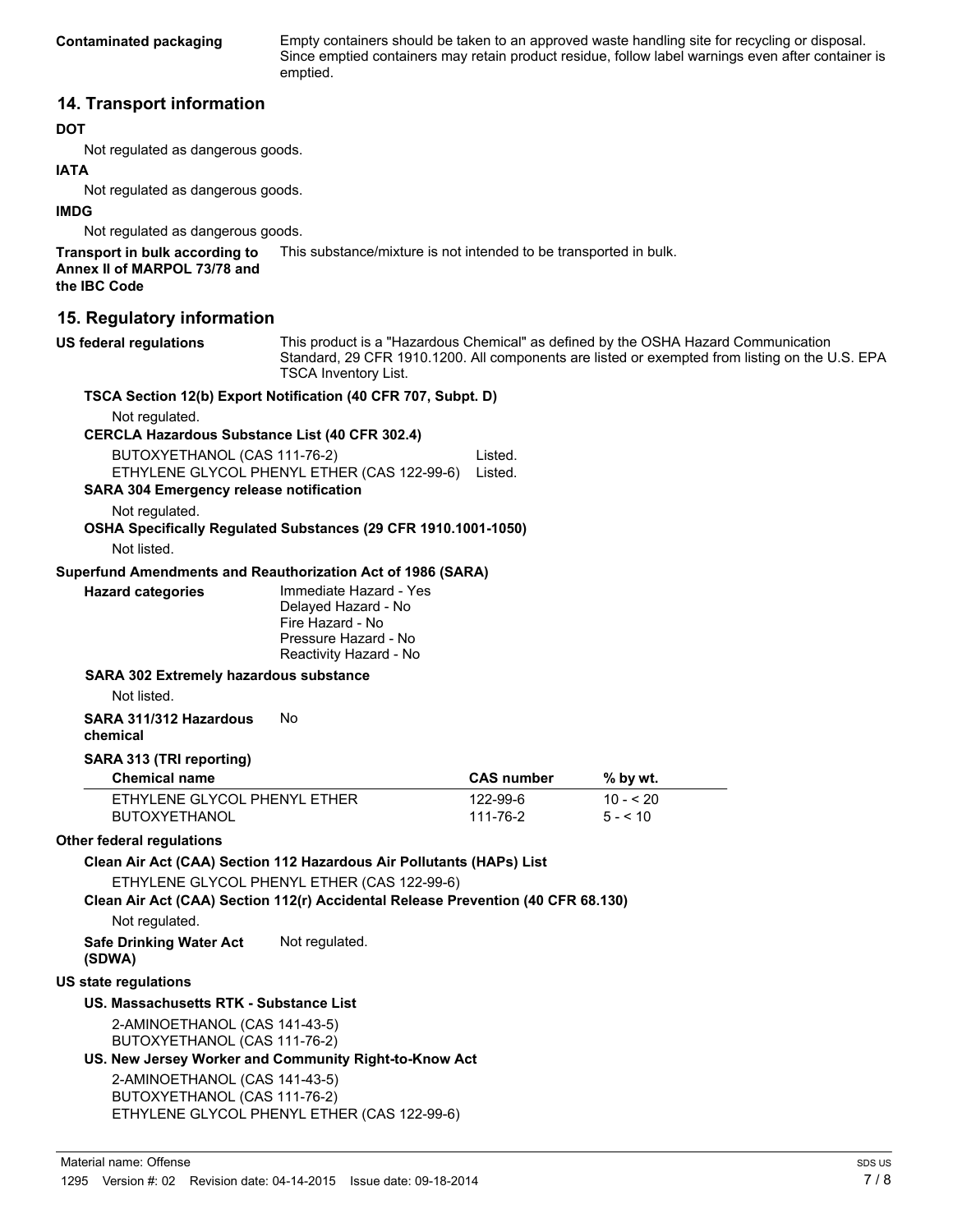**Contaminated packaging** Empty containers should be taken to an approved waste handling site for recycling or disposal. Since emptied containers may retain product residue, follow label warnings even after container is emptied.

## 14. Transport information

**DOT**

Not regulated as dangerous goods.

**IATA**

Not regulated as dangerous goods.

**IMDG**

Not regulated as dangerous goods.

**Transport in bulk according to Annex II of MARPOL 73/78 and the IBC Code** This substance/mixture is not intended to be transported in bulk.

## 15. Regulatory information

**US federal regulations** This product is a "Hazardous Chemical" as defined by the OSHA Hazard Communication Standard, 29 CFR 1910.1200. All components are listed or exempted from listing on the U.S. EPA TSCA Inventory List.

**TSCA Section 12(b) Export Notification (40 CFR 707, Subpt. D)**

Not regulated.

**CERCLA Hazardous Substance List (40 CFR 302.4)**

BUTOXYETHANOL (CAS 111-76-2) Listed.
ETHYLENE GLYCOL PHENYL ETHER (CAS 122-99-6) Listed.

**SARA 304 Emergency release notification**

Not regulated.

**OSHA Specifically Regulated Substances (29 CFR 1910.1001-1050)**

Not listed.

**Superfund Amendments and Reauthorization Act of 1986 (SARA)**

**Hazard categories**
Immediate Hazard - Yes
Delayed Hazard - No
Fire Hazard - No
Pressure Hazard - No
Reactivity Hazard - No

**SARA 302 Extremely hazardous substance**

Not listed.

**SARA 311/312 Hazardous chemical** No

**SARA 313 (TRI reporting)**

| Chemical name | CAS number | % by wt. |
|---|---|---|
| ETHYLENE GLYCOL PHENYL ETHER | 122-99-6 | 10 - < 20 |
| BUTOXYETHANOL | 111-76-2 | 5 - < 10 |

**Other federal regulations**

**Clean Air Act (CAA) Section 112 Hazardous Air Pollutants (HAPs) List**

ETHYLENE GLYCOL PHENYL ETHER (CAS 122-99-6)

**Clean Air Act (CAA) Section 112(r) Accidental Release Prevention (40 CFR 68.130)**

Not regulated.

**Safe Drinking Water Act (SDWA)** Not regulated.

**US state regulations**

**US. Massachusetts RTK - Substance List**

2-AMINOETHANOL (CAS 141-43-5)
BUTOXYETHANOL (CAS 111-76-2)

**US. New Jersey Worker and Community Right-to-Know Act**

2-AMINOETHANOL (CAS 141-43-5)
BUTOXYETHANOL (CAS 111-76-2)
ETHYLENE GLYCOL PHENYL ETHER (CAS 122-99-6)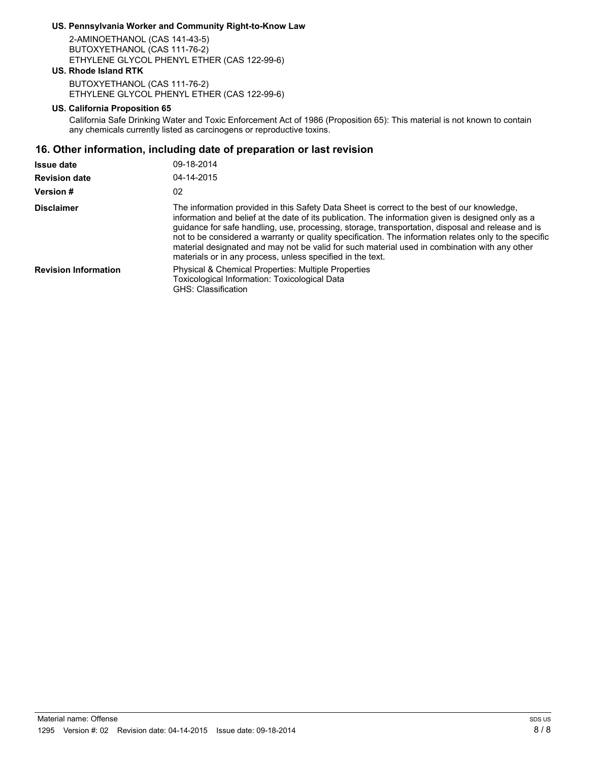**US. Pennsylvania Worker and Community Right-to-Know Law**

2-AMINOETHANOL (CAS 141-43-5)
BUTOXYETHANOL (CAS 111-76-2)
ETHYLENE GLYCOL PHENYL ETHER (CAS 122-99-6)

**US. Rhode Island RTK**

BUTOXYETHANOL (CAS 111-76-2)
ETHYLENE GLYCOL PHENYL ETHER (CAS 122-99-6)

**US. California Proposition 65**

California Safe Drinking Water and Toxic Enforcement Act of 1986 (Proposition 65): This material is not known to contain any chemicals currently listed as carcinogens or reproductive toxins.

## 16. Other information, including date of preparation or last revision

| | |
|---|---|
| **Issue date** | 09-18-2014 |
| **Revision date** | 04-14-2015 |
| **Version #** | 02 |
| **Disclaimer** | The information provided in this Safety Data Sheet is correct to the best of our knowledge, information and belief at the date of its publication. The information given is designed only as a guidance for safe handling, use, processing, storage, transportation, disposal and release and is not to be considered a warranty or quality specification. The information relates only to the specific material designated and may not be valid for such material used in combination with any other materials or in any process, unless specified in the text. |
| **Revision Information** | Physical & Chemical Properties: Multiple Properties<br>Toxicological Information: Toxicological Data<br>GHS: Classification |